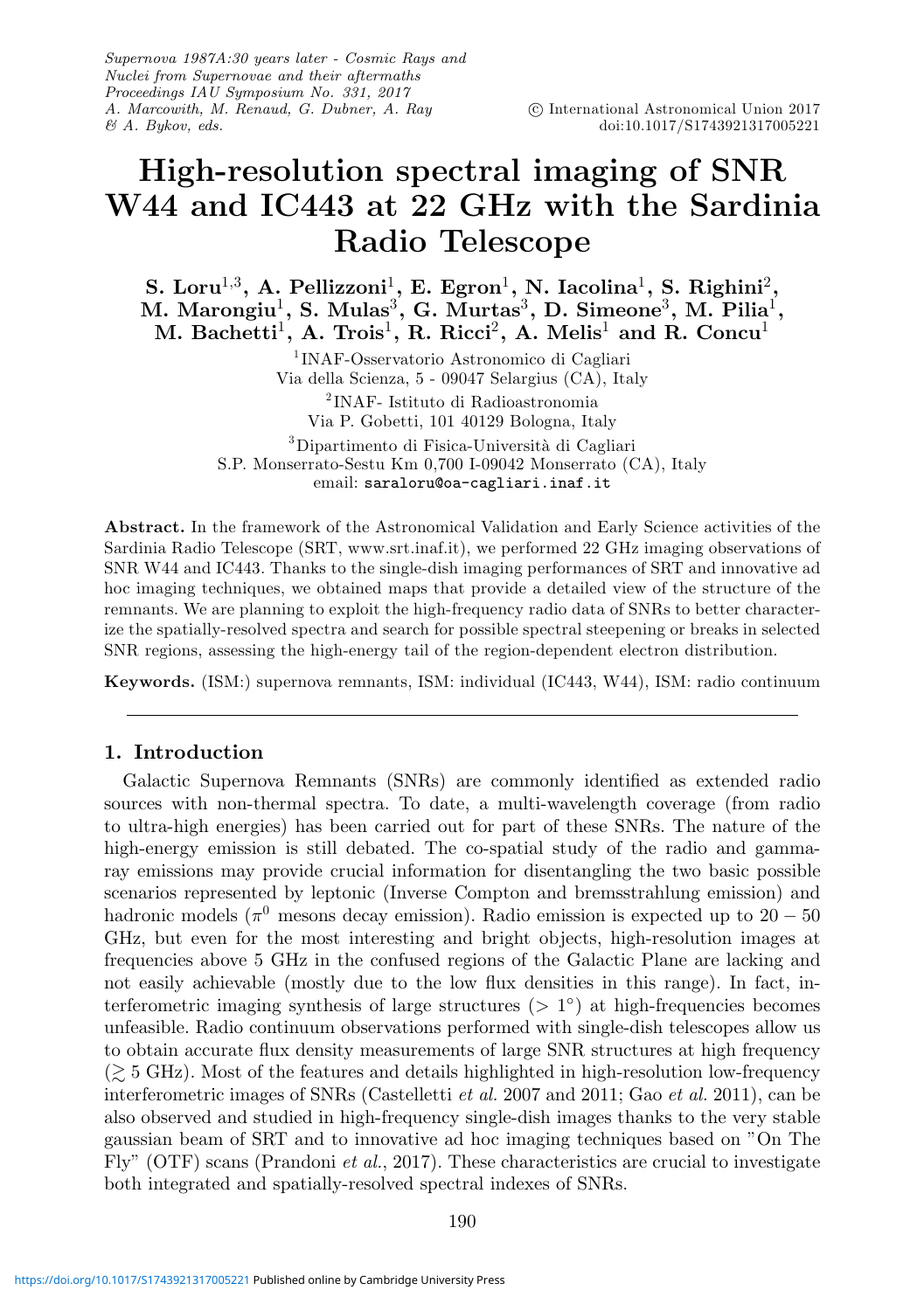# High-resolution spectral imaging of SNR W44 and IC443 at 22 GHz with the Sardinia Radio Telescope

**S. Loru[1,3], A. Pellizzoni[1], E. Egron[1], N. Iacolina[1], S. Righini[2], M. Marongiu[1], S. Mulas[3], G. Murtas[3], D. Simeone[3], M. Pilia[1], M. Bachetti[1], A. Trois[1], R. Ricci[2], A. Melis[1] and R. Concu[1]**

[1]INAF-Osservatorio Astronomico di Cagliari
Via della Scienza, 5 - 09047 Selargius (CA), Italy

[2]INAF- Istituto di Radioastronomia
Via P. Gobetti, 101 40129 Bologna, Italy

[3]Dipartimento di Fisica-Università di Cagliari
S.P. Monserrato-Sestu Km 0,700 I-09042 Monserrato (CA), Italy

email: saraloru@oa-cagliari.inaf.it

**Abstract.** In the framework of the Astronomical Validation and Early Science activities of the Sardinia Radio Telescope (SRT, www.srt.inaf.it), we performed 22 GHz imaging observations of SNR W44 and IC443. Thanks to the single-dish imaging performances of SRT and innovative ad hoc imaging techniques, we obtained maps that provide a detailed view of the structure of the remnants. We are planning to exploit the high-frequency radio data of SNRs to better characterize the spatially-resolved spectra and search for possible spectral steepening or breaks in selected SNR regions, assessing the high-energy tail of the region-dependent electron distribution.

**Keywords.** (ISM:) supernova remnants, ISM: individual (IC443, W44), ISM: radio continuum

## 1. Introduction

Galactic Supernova Remnants (SNRs) are commonly identified as extended radio sources with non-thermal spectra. To date, a multi-wavelength coverage (from radio to ultra-high energies) has been carried out for part of these SNRs. The nature of the high-energy emission is still debated. The co-spatial study of the radio and gamma-ray emissions may provide crucial information for disentangling the two basic possible scenarios represented by leptonic (Inverse Compton and bremsstrahlung emission) and hadronic models ($\pi^0$ mesons decay emission). Radio emission is expected up to $20-50$ GHz, but even for the most interesting and bright objects, high-resolution images at frequencies above 5 GHz in the confused regions of the Galactic Plane are lacking and not easily achievable (mostly due to the low flux densities in this range). In fact, interferometric imaging synthesis of large structures ($> 1^\circ$) at high-frequencies becomes unfeasible. Radio continuum observations performed with single-dish telescopes allow us to obtain accurate flux density measurements of large SNR structures at high frequency ($\gtrsim 5$ GHz). Most of the features and details highlighted in high-resolution low-frequency interferometric images of SNRs (Castelletti *et al.* 2007 and 2011; Gao *et al.* 2011), can be also observed and studied in high-frequency single-dish images thanks to the very stable gaussian beam of SRT and to innovative ad hoc imaging techniques based on "On The Fly" (OTF) scans (Prandoni *et al.*, 2017). These characteristics are crucial to investigate both integrated and spatially-resolved spectral indexes of SNRs.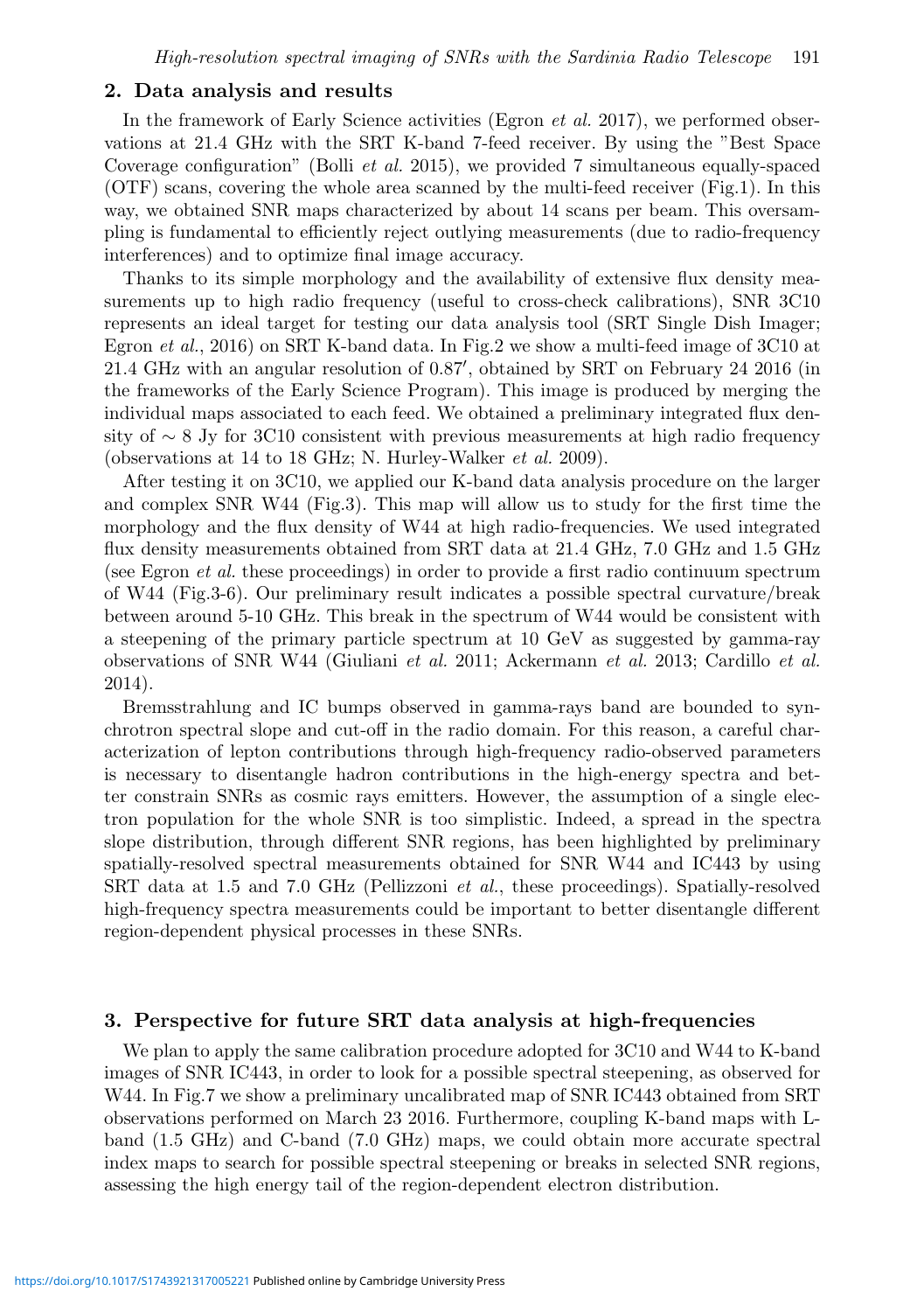## 2. Data analysis and results

In the framework of Early Science activities (Egron *et al.* 2017), we performed observations at 21.4 GHz with the SRT K-band 7-feed receiver. By using the "Best Space Coverage configuration" (Bolli *et al.* 2015), we provided 7 simultaneous equally-spaced (OTF) scans, covering the whole area scanned by the multi-feed receiver (Fig.1). In this way, we obtained SNR maps characterized by about 14 scans per beam. This oversampling is fundamental to efficiently reject outlying measurements (due to radio-frequency interferences) and to optimize final image accuracy.

Thanks to its simple morphology and the availability of extensive flux density measurements up to high radio frequency (useful to cross-check calibrations), SNR 3C10 represents an ideal target for testing our data analysis tool (SRT Single Dish Imager; Egron *et al.*, 2016) on SRT K-band data. In Fig.2 we show a multi-feed image of 3C10 at 21.4 GHz with an angular resolution of $0.87'$, obtained by SRT on February 24 2016 (in the frameworks of the Early Science Program). This image is produced by merging the individual maps associated to each feed. We obtained a preliminary integrated flux density of $\sim 8$ Jy for 3C10 consistent with previous measurements at high radio frequency (observations at 14 to 18 GHz; N. Hurley-Walker *et al.* 2009).

After testing it on 3C10, we applied our K-band data analysis procedure on the larger and complex SNR W44 (Fig.3). This map will allow us to study for the first time the morphology and the flux density of W44 at high radio-frequencies. We used integrated flux density measurements obtained from SRT data at 21.4 GHz, 7.0 GHz and 1.5 GHz (see Egron *et al.* these proceedings) in order to provide a first radio continuum spectrum of W44 (Fig.3-6). Our preliminary result indicates a possible spectral curvature/break between around 5-10 GHz. This break in the spectrum of W44 would be consistent with a steepening of the primary particle spectrum at 10 GeV as suggested by gamma-ray observations of SNR W44 (Giuliani *et al.* 2011; Ackermann *et al.* 2013; Cardillo *et al.* 2014).

Bremsstrahlung and IC bumps observed in gamma-rays band are bounded to synchrotron spectral slope and cut-off in the radio domain. For this reason, a careful characterization of lepton contributions through high-frequency radio-observed parameters is necessary to disentangle hadron contributions in the high-energy spectra and better constrain SNRs as cosmic rays emitters. However, the assumption of a single electron population for the whole SNR is too simplistic. Indeed, a spread in the spectra slope distribution, through different SNR regions, has been highlighted by preliminary spatially-resolved spectral measurements obtained for SNR W44 and IC443 by using SRT data at 1.5 and 7.0 GHz (Pellizzoni *et al.*, these proceedings). Spatially-resolved high-frequency spectra measurements could be important to better disentangle different region-dependent physical processes in these SNRs.

## 3. Perspective for future SRT data analysis at high-frequencies

We plan to apply the same calibration procedure adopted for 3C10 and W44 to K-band images of SNR IC443, in order to look for a possible spectral steepening, as observed for W44. In Fig.7 we show a preliminary uncalibrated map of SNR IC443 obtained from SRT observations performed on March 23 2016. Furthermore, coupling K-band maps with L-band (1.5 GHz) and C-band (7.0 GHz) maps, we could obtain more accurate spectral index maps to search for possible spectral steepening or breaks in selected SNR regions, assessing the high energy tail of the region-dependent electron distribution.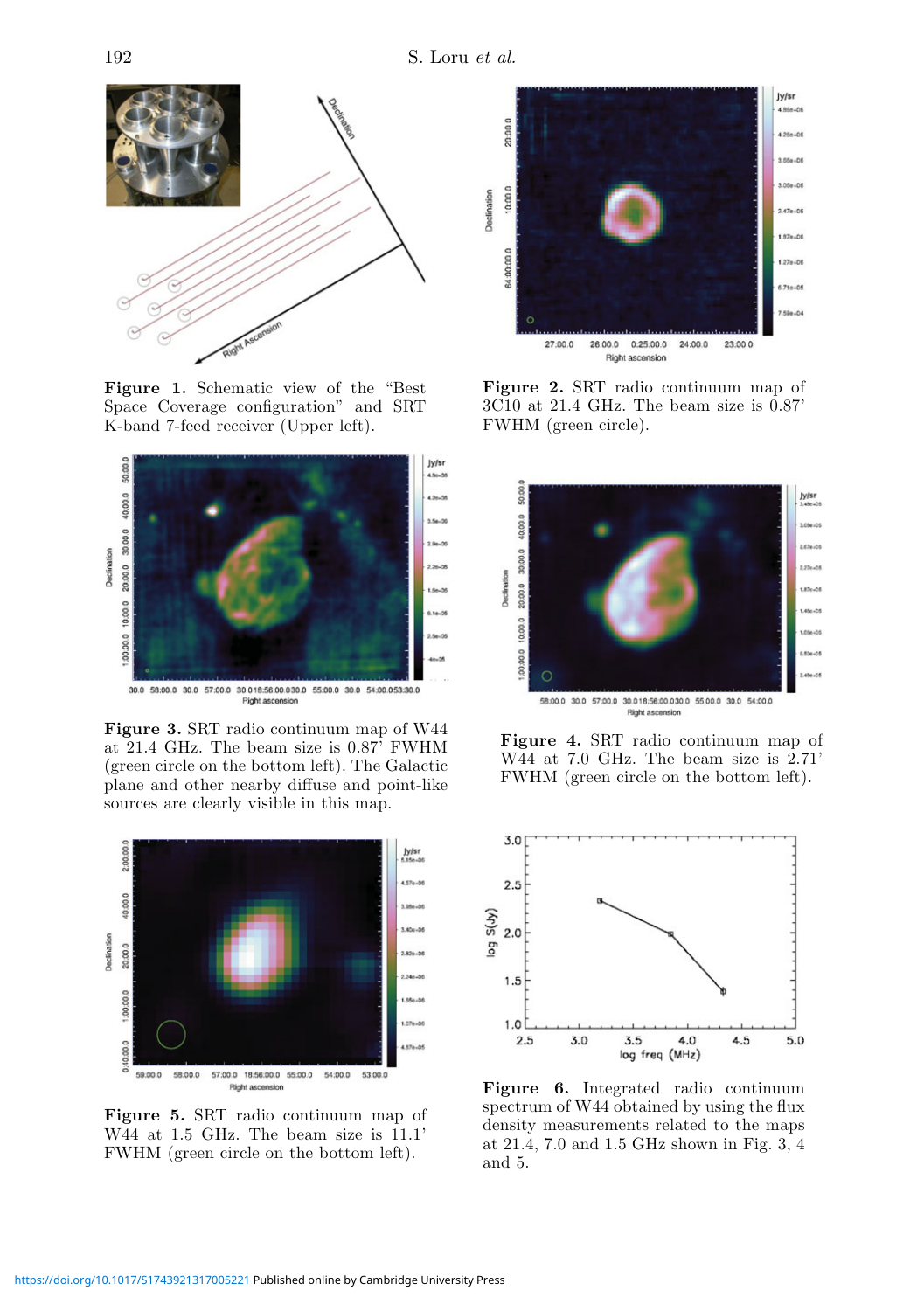**Figure 1.** Schematic view of the "Best Space Coverage configuration" and SRT K-band 7-feed receiver (Upper left).

**Figure 2.** SRT radio continuum map of 3C10 at 21.4 GHz. The beam size is 0.87' FWHM (green circle).

**Figure 3.** SRT radio continuum map of W44 at 21.4 GHz. The beam size is 0.87' FWHM (green circle on the bottom left). The Galactic plane and other nearby diffuse and point-like sources are clearly visible in this map.

**Figure 4.** SRT radio continuum map of W44 at 7.0 GHz. The beam size is 2.71' FWHM (green circle on the bottom left).

**Figure 5.** SRT radio continuum map of W44 at 1.5 GHz. The beam size is 11.1' FWHM (green circle on the bottom left).

**Figure 6.** Integrated radio continuum spectrum of W44 obtained by using the flux density measurements related to the maps at 21.4, 7.0 and 1.5 GHz shown in Fig. 3, 4 and 5.

https://doi.org/10.1017/S1743921317005221 Published online by Cambridge University Press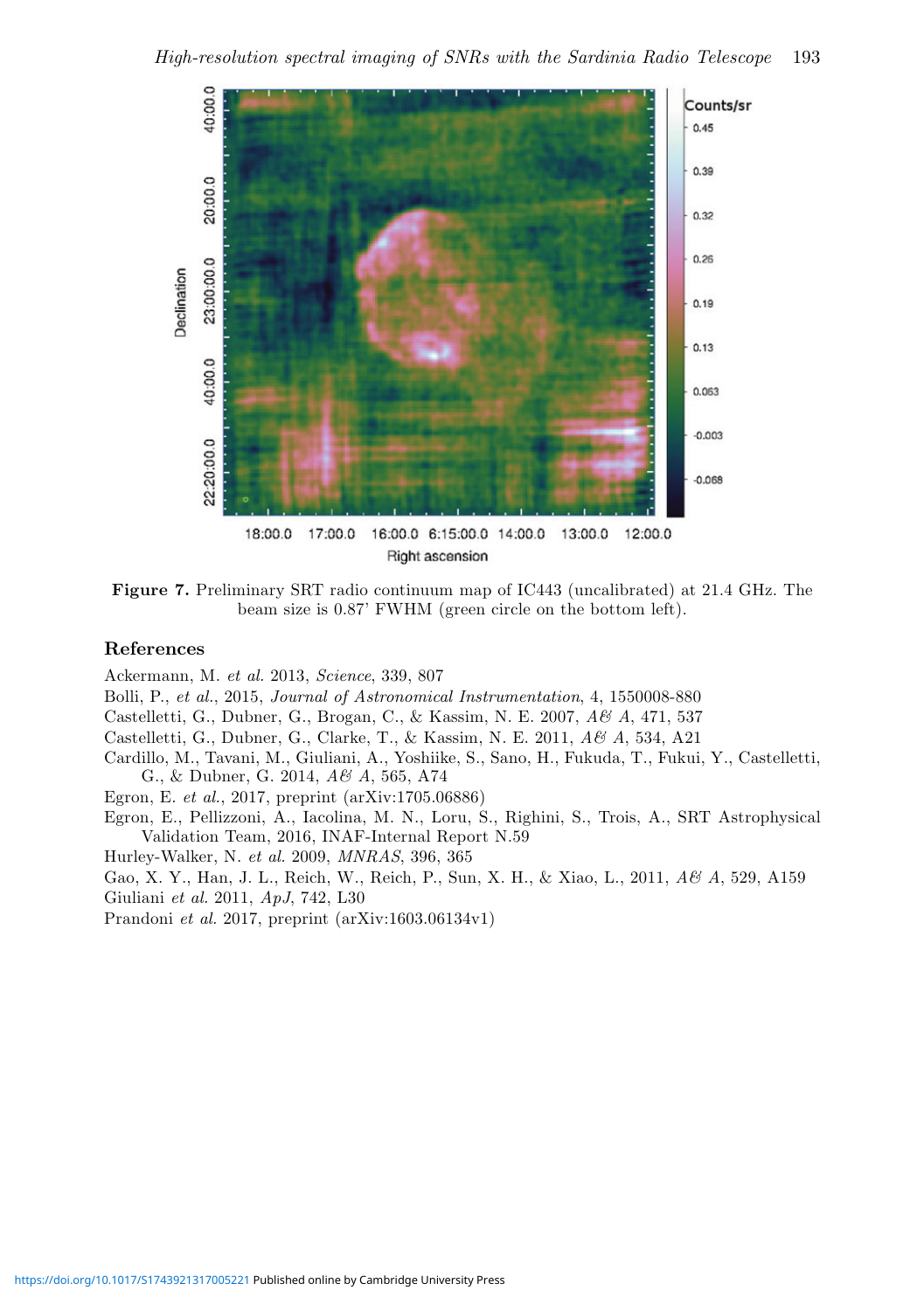Counts/sr
0.45
0.39
0.32
0.26
0.19
0.13
0.063
-0.003
-0.068

Declination
40:00.0
20:00.0
23:00:00.0
40:00.0
22:20:00.0

18:00.0 17:00.0 16:00.0 6:15:00.0 14:00.0 13:00.0 12:00.0
Right ascension

**Figure 7.** Preliminary SRT radio continuum map of IC443 (uncalibrated) at 21.4 GHz. The beam size is 0.87' FWHM (green circle on the bottom left).

## References

Ackermann, M. *et al.* 2013, *Science*, 339, 807

Bolli, P., *et al.*, 2015, *Journal of Astronomical Instrumentation*, 4, 1550008-880

Castelletti, G., Dubner, G., Brogan, C., & Kassim, N. E. 2007, *A&A*, 471, 537

Castelletti, G., Dubner, G., Clarke, T., & Kassim, N. E. 2011, *A&A*, 534, A21

Cardillo, M., Tavani, M., Giuliani, A., Yoshiike, S., Sano, H., Fukuda, T., Fukui, Y., Castelletti, G., & Dubner, G. 2014, *A&A*, 565, A74

Egron, E. *et al.*, 2017, preprint (arXiv:1705.06886)

Egron, E., Pellizzoni, A., Iacolina, M. N., Loru, S., Righini, S., Trois, A., SRT Astrophysical Validation Team, 2016, INAF-Internal Report N.59

Hurley-Walker, N. *et al.* 2009, *MNRAS*, 396, 365

Gao, X. Y., Han, J. L., Reich, W., Reich, P., Sun, X. H., & Xiao, L., 2011, *A&A*, 529, A159

Giuliani *et al.* 2011, *ApJ*, 742, L30

Prandoni *et al.* 2017, preprint (arXiv:1603.06134v1)